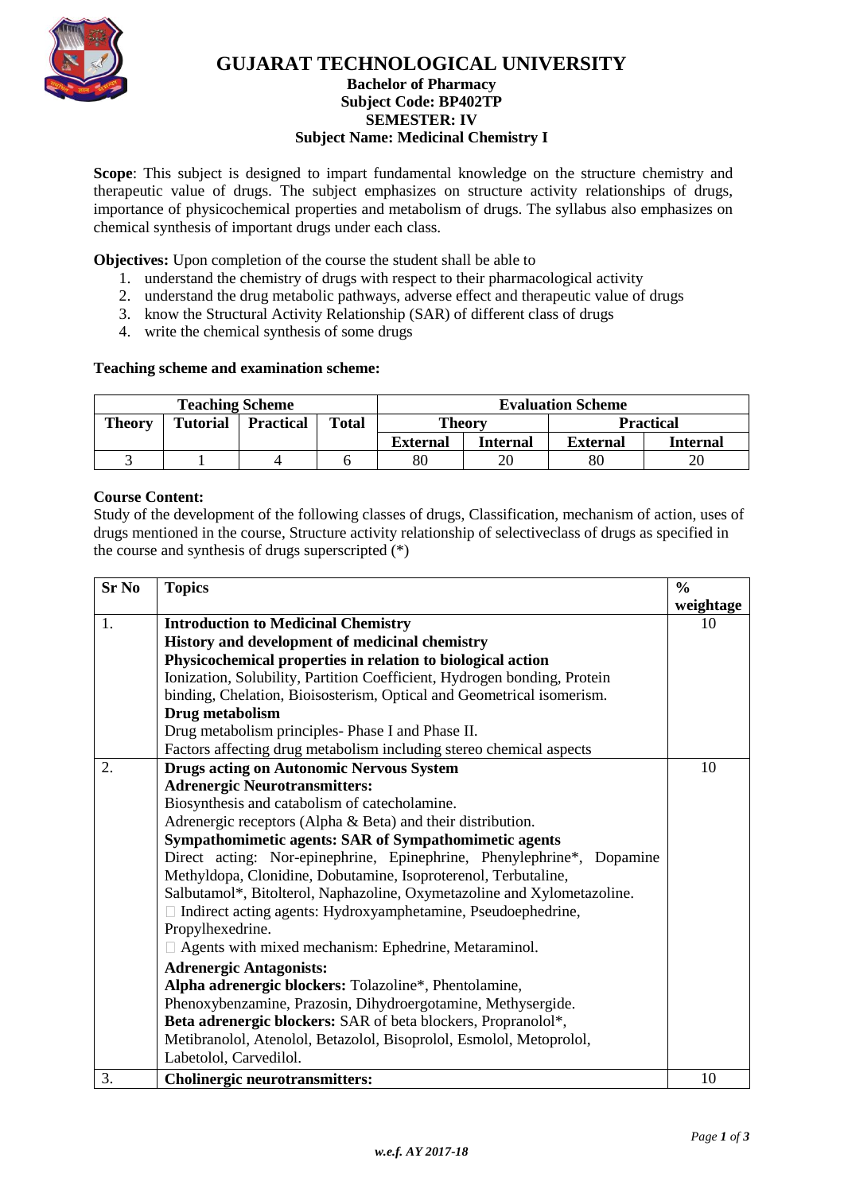# GUJARAT TECHNOLOGICAL UNIVERSITY

**Bachelor of Pharmacy**
**Subject Code: BP402TP**
**SEMESTER: IV**
**Subject Name: Medicinal Chemistry I**

**Scope**: This subject is designed to impart fundamental knowledge on the structure chemistry and therapeutic value of drugs. The subject emphasizes on structure activity relationships of drugs, importance of physicochemical properties and metabolism of drugs. The syllabus also emphasizes on chemical synthesis of important drugs under each class.

**Objectives:** Upon completion of the course the student shall be able to

1. understand the chemistry of drugs with respect to their pharmacological activity
2. understand the drug metabolic pathways, adverse effect and therapeutic value of drugs
3. know the Structural Activity Relationship (SAR) of different class of drugs
4. write the chemical synthesis of some drugs

**Teaching scheme and examination scheme:**

| Teaching Scheme | | | | Evaluation Scheme | | | |
|---|---|---|---|---|---|---|---|
| Theory | Tutorial | Practical | Total | Theory | | Practical | |
| | | | | External | Internal | External | Internal |
| 3 | 1 | 4 | 6 | 80 | 20 | 80 | 20 |

**Course Content:**
Study of the development of the following classes of drugs, Classification, mechanism of action, uses of drugs mentioned in the course, Structure activity relationship of selectiveclass of drugs as specified in the course and synthesis of drugs superscripted (*)

| Sr No | Topics | % weightage |
|---|---|---|
| 1. | **Introduction to Medicinal Chemistry**<br>**History and development of medicinal chemistry**<br>**Physicochemical properties in relation to biological action**<br>Ionization, Solubility, Partition Coefficient, Hydrogen bonding, Protein binding, Chelation, Bioisosterism, Optical and Geometrical isomerism.<br>**Drug metabolism**<br>Drug metabolism principles- Phase I and Phase II.<br>Factors affecting drug metabolism including stereo chemical aspects | 10 |
| 2. | **Drugs acting on Autonomic Nervous System**<br>**Adrenergic Neurotransmitters:**<br>Biosynthesis and catabolism of catecholamine.<br>Adrenergic receptors (Alpha & Beta) and their distribution.<br>**Sympathomimetic agents: SAR of Sympathomimetic agents**<br>Direct acting: Nor-epinephrine, Epinephrine, Phenylephrine*, Dopamine Methyldopa, Clonidine, Dobutamine, Isoproterenol, Terbutaline, Salbutamol*, Bitolterol, Naphazoline, Oxymetazoline and Xylometazoline.<br> Indirect acting agents: Hydroxyamphetamine, Pseudoephedrine, Propylhexedrine.<br> Agents with mixed mechanism: Ephedrine, Metaraminol.<br>**Adrenergic Antagonists:**<br>**Alpha adrenergic blockers:** Tolazoline*, Phentolamine, Phenoxybenzamine, Prazosin, Dihydroergotamine, Methysergide.<br>**Beta adrenergic blockers:** SAR of beta blockers, Propranolol*, Metibranolol, Atenolol, Betazolol, Bisoprolol, Esmolol, Metoprolol, Labetolol, Carvedilol. | 10 |
| 3. | **Cholinergic neurotransmitters:** | 10 |

*w.e.f. AY 2017-18*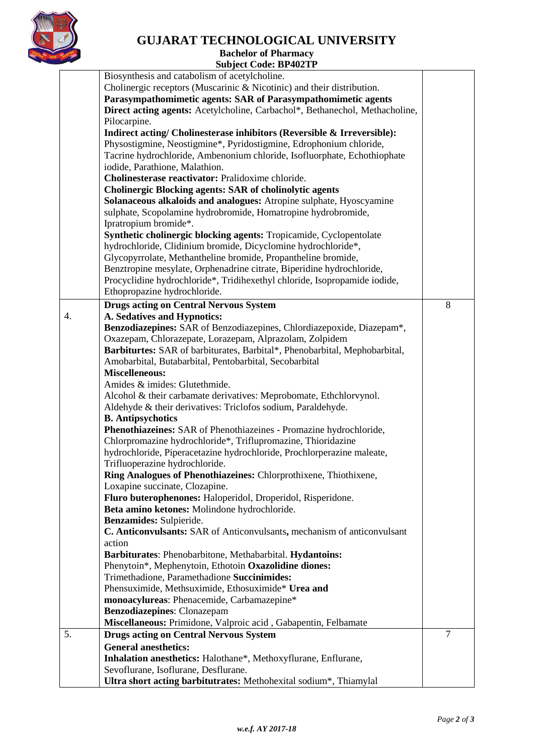| | | |
|---|---|---|
| | Biosynthesis and catabolism of acetylcholine.<br>Cholinergic receptors (Muscarinic & Nicotinic) and their distribution.<br>**Parasympathomimetic agents: SAR of Parasympathomimetic agents**<br>**Direct acting agents:** Acetylcholine, Carbachol*, Bethanechol, Methacholine, Pilocarpine.<br>**Indirect acting/ Cholinesterase inhibitors (Reversible & Irreversible):** Physostigmine, Neostigmine*, Pyridostigmine, Edrophonium chloride, Tacrine hydrochloride, Ambenonium chloride, Isofluorphate, Echothiophate iodide, Parathione, Malathion.<br>**Cholinesterase reactivator:** Pralidoxime chloride.<br>**Cholinergic Blocking agents: SAR of cholinolytic agents**<br>**Solanaceous alkaloids and analogues:** Atropine sulphate, Hyoscyamine sulphate, Scopolamine hydrobromide, Homatropine hydrobromide, Ipratropium bromide*.<br>**Synthetic cholinergic blocking agents:** Tropicamide, Cyclopentolate hydrochloride, Clidinium bromide, Dicyclomine hydrochloride*, Glycopyrrolate, Methantheline bromide, Propantheline bromide, Benztropine mesylate, Orphenadrine citrate, Biperidine hydrochloride, Procyclidine hydrochloride*, Tridihexethyl chloride, Isopropamide iodide, Ethopropazine hydrochloride. | |
| 4. | **Drugs acting on Central Nervous System**<br>**A. Sedatives and Hypnotics:**<br>**Benzodiazepines:** SAR of Benzodiazepines, Chlordiazepoxide, Diazepam*, Oxazepam, Chlorazepate, Lorazepam, Alprazolam, Zolpidem<br>**Barbiturtes:** SAR of barbiturates, Barbital*, Phenobarbital, Mephobarbital, Amobarbital, Butabarbital, Pentobarbital, Secobarbital<br>**Miscelleneous:**<br>Amides & imides: Glutethmide.<br>Alcohol & their carbamate derivatives: Meprobomate, Ethchlorvynol.<br>Aldehyde & their derivatives: Triclofos sodium, Paraldehyde.<br>**B. Antipsychotics**<br>**Phenothiazeines:** SAR of Phenothiazeines - Promazine hydrochloride, Chlorpromazine hydrochloride*, Triflupromazine, Thioridazine hydrochloride, Piperacetazine hydrochloride, Prochlorperazine maleate, Trifluoperazine hydrochloride.<br>**Ring Analogues of Phenothiazeines:** Chlorprothixene, Thiothixene, Loxapine succinate, Clozapine.<br>**Fluro buterophenones:** Haloperidol, Droperidol, Risperidone.<br>**Beta amino ketones:** Molindone hydrochloride.<br>**Benzamides:** Sulpieride.<br>**C. Anticonvulsants:** SAR of Anticonvulsants**,** mechanism of anticonvulsant action<br>**Barbiturates**: Phenobarbitone, Methabarbital. **Hydantoins:** Phenytoin*, Mephenytoin, Ethotoin **Oxazolidine diones:** Trimethadione, Paramethadione **Succinimides:** Phensuximide, Methsuximide, Ethosuximide* **Urea and monoacylureas**: Phenacemide, Carbamazepine*<br>**Benzodiazepines**: Clonazepam<br>**Miscellaneous:** Primidone, Valproic acid , Gabapentin, Felbamate | 8 |
| 5. | **Drugs acting on Central Nervous System**<br>**General anesthetics:**<br>**Inhalation anesthetics:** Halothane*, Methoxyflurane, Enflurane, Sevoflurane, Isoflurane, Desflurane.<br>**Ultra short acting barbitutrates:** Methohexital sodium*, Thiamylal | 7 |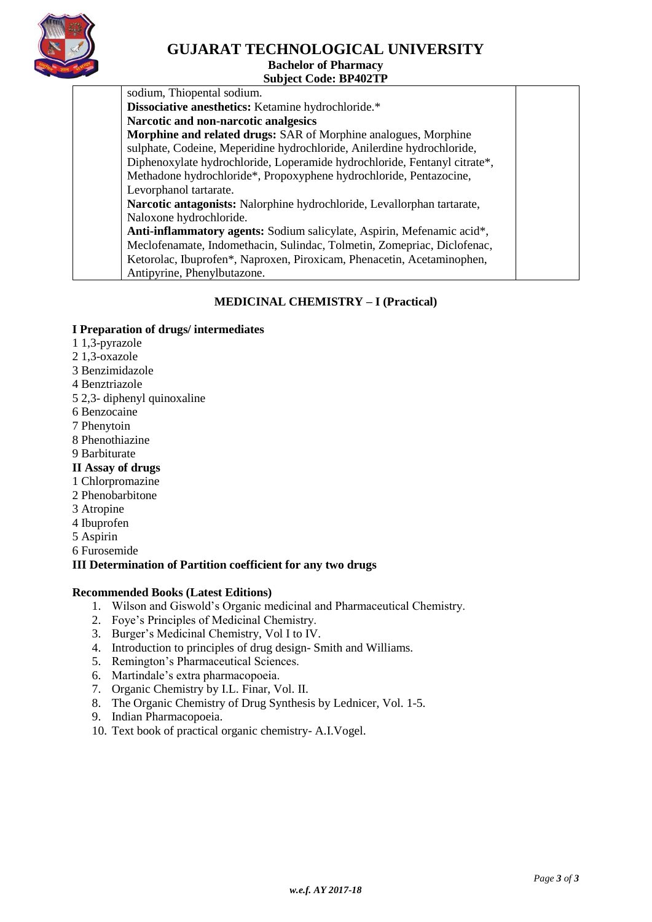| | | |
|---|---|---|
| | sodium, Thiopental sodium.<br>**Dissociative anesthetics:** Ketamine hydrochloride.*<br>**Narcotic and non-narcotic analgesics**<br>**Morphine and related drugs:** SAR of Morphine analogues, Morphine sulphate, Codeine, Meperidine hydrochloride, Anilerdine hydrochloride, Diphenoxylate hydrochloride, Loperamide hydrochloride, Fentanyl citrate*, Methadone hydrochloride*, Propoxyphene hydrochloride, Pentazocine, Levorphanol tartarate.<br>**Narcotic antagonists:** Nalorphine hydrochloride, Levallorphan tartarate, Naloxone hydrochloride.<br>**Anti-inflammatory agents:** Sodium salicylate, Aspirin, Mefenamic acid*, Meclofenamate, Indomethacin, Sulindac, Tolmetin, Zomepriac, Diclofenac, Ketorolac, Ibuprofen*, Naproxen, Piroxicam, Phenacetin, Acetaminophen, Antipyrine, Phenylbutazone. | |

## MEDICINAL CHEMISTRY – I (Practical)

**I Preparation of drugs/ intermediates**

1 1,3-pyrazole
2 1,3-oxazole
3 Benzimidazole
4 Benztriazole
5 2,3- diphenyl quinoxaline
6 Benzocaine
7 Phenytoin
8 Phenothiazine
9 Barbiturate

**II Assay of drugs**

1 Chlorpromazine
2 Phenobarbitone
3 Atropine
4 Ibuprofen
5 Aspirin
6 Furosemide

**III Determination of Partition coefficient for any two drugs**

**Recommended Books (Latest Editions)**

1. Wilson and Giswold's Organic medicinal and Pharmaceutical Chemistry.
2. Foye's Principles of Medicinal Chemistry.
3. Burger's Medicinal Chemistry, Vol I to IV.
4. Introduction to principles of drug design- Smith and Williams.
5. Remington's Pharmaceutical Sciences.
6. Martindale's extra pharmacopoeia.
7. Organic Chemistry by I.L. Finar, Vol. II.
8. The Organic Chemistry of Drug Synthesis by Lednicer, Vol. 1-5.
9. Indian Pharmacopoeia.
10. Text book of practical organic chemistry- A.I.Vogel.